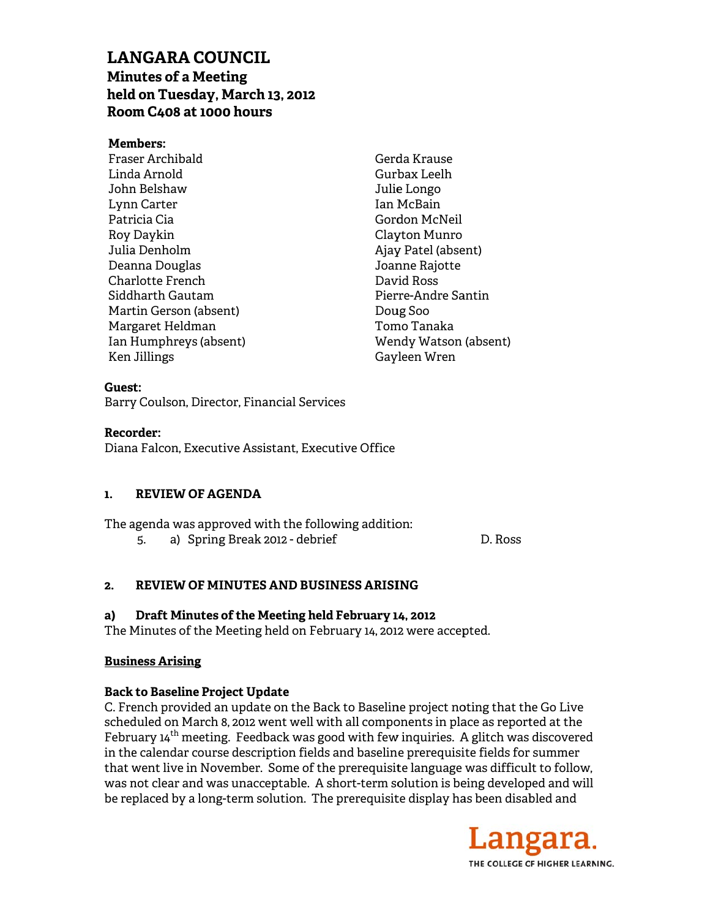# LANGARA COUNCIL

**Minutes of a Meeting**
**held on Tuesday, March 13, 2012**
**Room C408 at 1000 hours**

**Members:**

Fraser Archibald
Linda Arnold
John Belshaw
Lynn Carter
Patricia Cia
Roy Daykin
Julia Denholm
Deanna Douglas
Charlotte French
Siddharth Gautam
Martin Gerson (absent)
Margaret Heldman
Ian Humphreys (absent)
Ken Jillings
Gerda Krause
Gurbax Leelh
Julie Longo
Ian McBain
Gordon McNeil
Clayton Munro
Ajay Patel (absent)
Joanne Rajotte
David Ross
Pierre-Andre Santin
Doug Soo
Tomo Tanaka
Wendy Watson (absent)
Gayleen Wren

**Guest:**
Barry Coulson, Director, Financial Services

**Recorder:**
Diana Falcon, Executive Assistant, Executive Office

## 1. REVIEW OF AGENDA

The agenda was approved with the following addition:

5. a) Spring Break 2012 - debrief — D. Ross

## 2. REVIEW OF MINUTES AND BUSINESS ARISING

### a) Draft Minutes of the Meeting held February 14, 2012

The Minutes of the Meeting held on February 14, 2012 were accepted.

**Business Arising**

**Back to Baseline Project Update**

C. French provided an update on the Back to Baseline project noting that the Go Live scheduled on March 8, 2012 went well with all components in place as reported at the February 14th meeting. Feedback was good with few inquiries. A glitch was discovered in the calendar course description fields and baseline prerequisite fields for summer that went live in November. Some of the prerequisite language was difficult to follow, was not clear and was unacceptable. A short-term solution is being developed and will be replaced by a long-term solution. The prerequisite display has been disabled and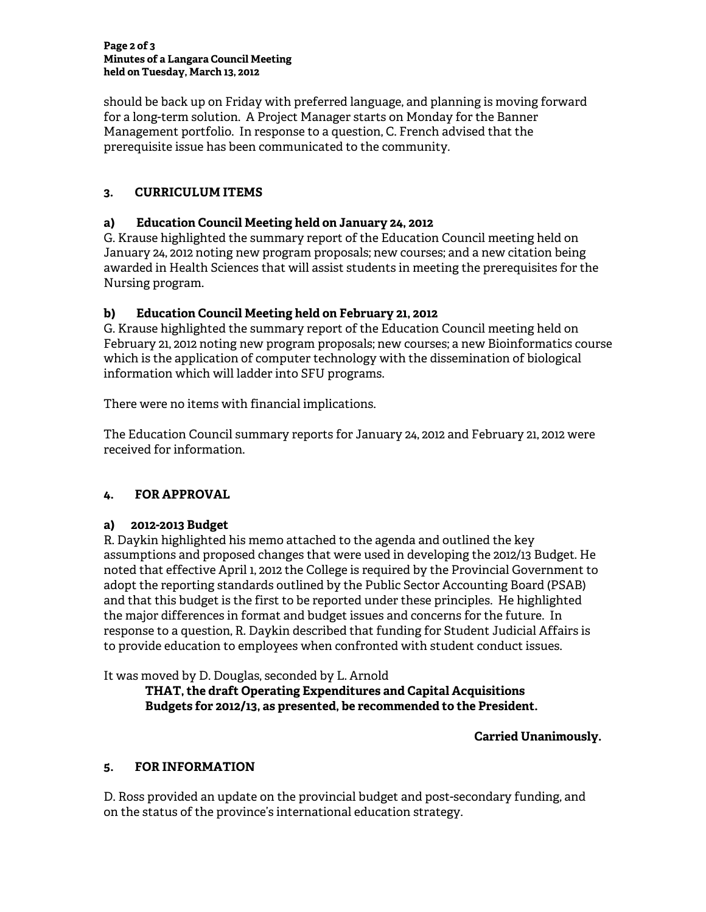should be back up on Friday with preferred language, and planning is moving forward for a long-term solution. A Project Manager starts on Monday for the Banner Management portfolio. In response to a question, C. French advised that the prerequisite issue has been communicated to the community.

## 3. CURRICULUM ITEMS

### a) Education Council Meeting held on January 24, 2012

G. Krause highlighted the summary report of the Education Council meeting held on January 24, 2012 noting new program proposals; new courses; and a new citation being awarded in Health Sciences that will assist students in meeting the prerequisites for the Nursing program.

### b) Education Council Meeting held on February 21, 2012

G. Krause highlighted the summary report of the Education Council meeting held on February 21, 2012 noting new program proposals; new courses; a new Bioinformatics course which is the application of computer technology with the dissemination of biological information which will ladder into SFU programs.

There were no items with financial implications.

The Education Council summary reports for January 24, 2012 and February 21, 2012 were received for information.

## 4. FOR APPROVAL

### a) 2012-2013 Budget

R. Daykin highlighted his memo attached to the agenda and outlined the key assumptions and proposed changes that were used in developing the 2012/13 Budget. He noted that effective April 1, 2012 the College is required by the Provincial Government to adopt the reporting standards outlined by the Public Sector Accounting Board (PSAB) and that this budget is the first to be reported under these principles. He highlighted the major differences in format and budget issues and concerns for the future. In response to a question, R. Daykin described that funding for Student Judicial Affairs is to provide education to employees when confronted with student conduct issues.

It was moved by D. Douglas, seconded by L. Arnold

> **THAT, the draft Operating Expenditures and Capital Acquisitions Budgets for 2012/13, as presented, be recommended to the President.**

**Carried Unanimously.**

## 5. FOR INFORMATION

D. Ross provided an update on the provincial budget and post-secondary funding, and on the status of the province's international education strategy.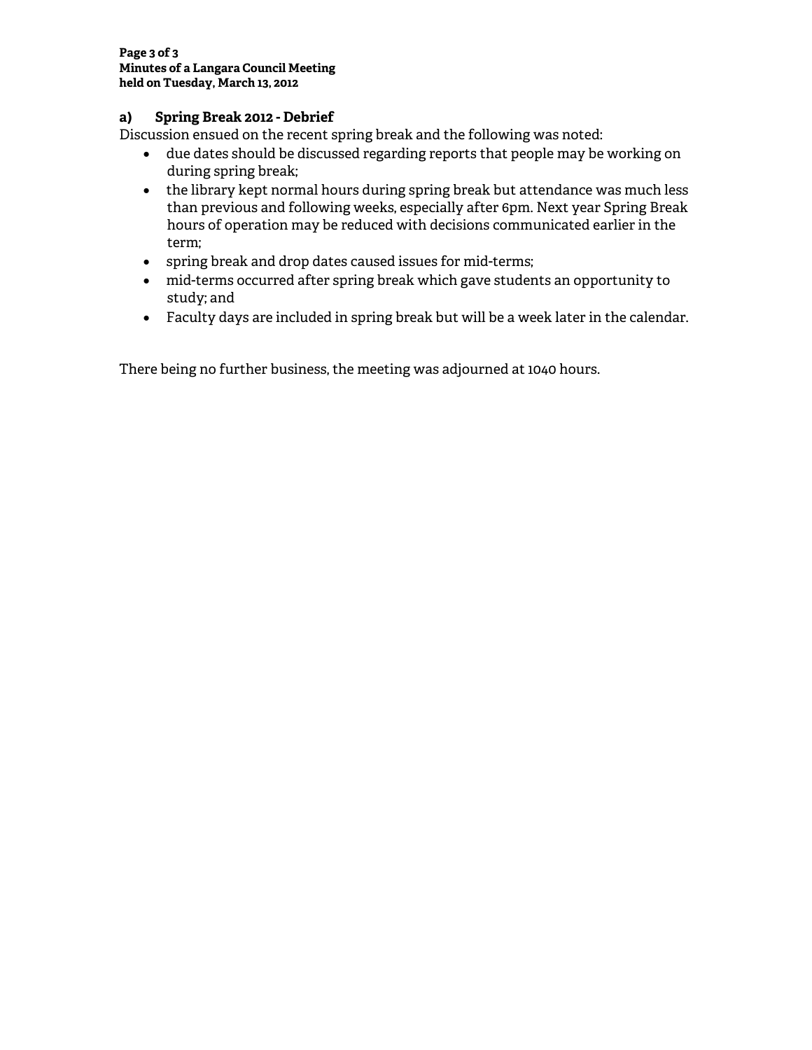### a) Spring Break 2012 - Debrief

Discussion ensued on the recent spring break and the following was noted:

- due dates should be discussed regarding reports that people may be working on during spring break;
- the library kept normal hours during spring break but attendance was much less than previous and following weeks, especially after 6pm. Next year Spring Break hours of operation may be reduced with decisions communicated earlier in the term;
- spring break and drop dates caused issues for mid-terms;
- mid-terms occurred after spring break which gave students an opportunity to study; and
- Faculty days are included in spring break but will be a week later in the calendar.

There being no further business, the meeting was adjourned at 1040 hours.